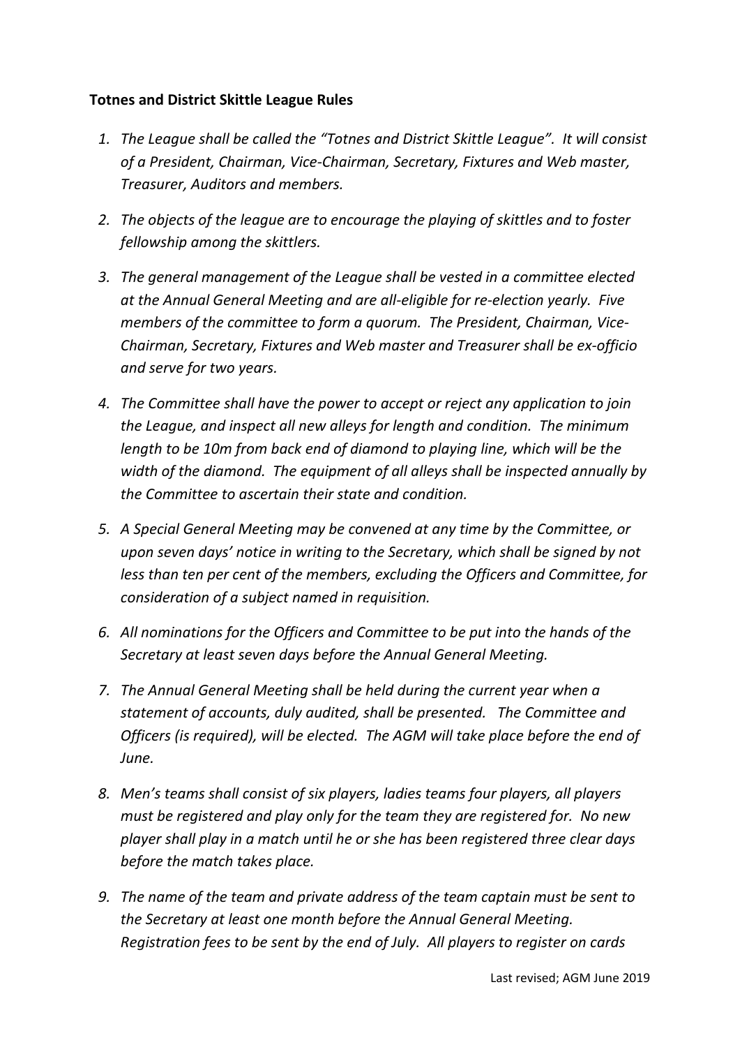**Totnes and District Skittle League Rules**

1. *The League shall be called the "Totnes and District Skittle League". It will consist of a President, Chairman, Vice-Chairman, Secretary, Fixtures and Web master, Treasurer, Auditors and members.*
2. *The objects of the league are to encourage the playing of skittles and to foster fellowship among the skittlers.*
3. *The general management of the League shall be vested in a committee elected at the Annual General Meeting and are all-eligible for re-election yearly. Five members of the committee to form a quorum. The President, Chairman, Vice-Chairman, Secretary, Fixtures and Web master and Treasurer shall be ex-officio and serve for two years.*
4. *The Committee shall have the power to accept or reject any application to join the League, and inspect all new alleys for length and condition. The minimum length to be 10m from back end of diamond to playing line, which will be the width of the diamond. The equipment of all alleys shall be inspected annually by the Committee to ascertain their state and condition.*
5. *A Special General Meeting may be convened at any time by the Committee, or upon seven days' notice in writing to the Secretary, which shall be signed by not less than ten per cent of the members, excluding the Officers and Committee, for consideration of a subject named in requisition.*
6. *All nominations for the Officers and Committee to be put into the hands of the Secretary at least seven days before the Annual General Meeting.*
7. *The Annual General Meeting shall be held during the current year when a statement of accounts, duly audited, shall be presented. The Committee and Officers (is required), will be elected. The AGM will take place before the end of June.*
8. *Men's teams shall consist of six players, ladies teams four players, all players must be registered and play only for the team they are registered for. No new player shall play in a match until he or she has been registered three clear days before the match takes place.*
9. *The name of the team and private address of the team captain must be sent to the Secretary at least one month before the Annual General Meeting. Registration fees to be sent by the end of July. All players to register on cards*

Last revised; AGM June 2019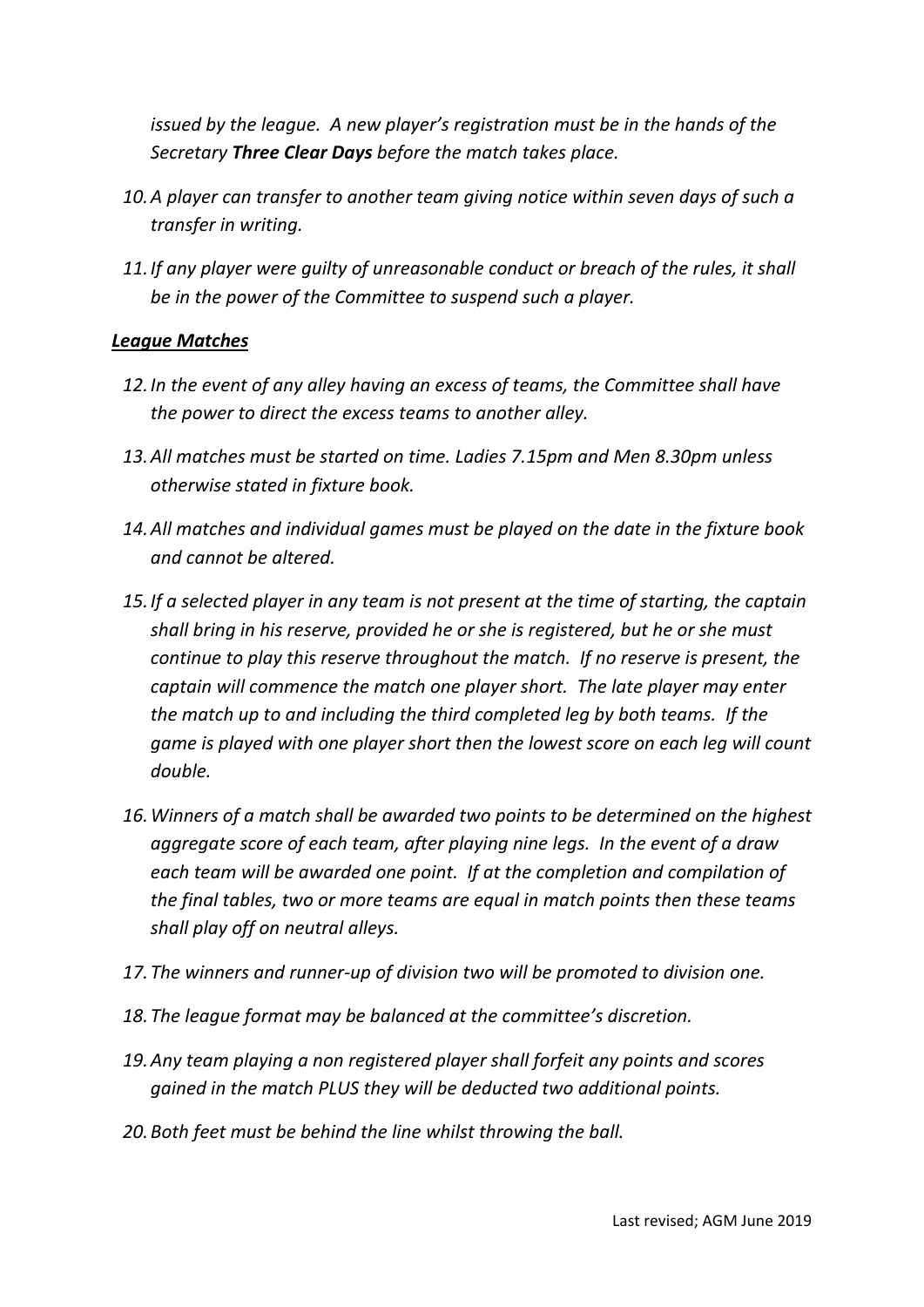*issued by the league. A new player's registration must be in the hands of the Secretary **Three Clear Days** before the match takes place.*

10. *A player can transfer to another team giving notice within seven days of such a transfer in writing.*
11. *If any player were guilty of unreasonable conduct or breach of the rules, it shall be in the power of the Committee to suspend such a player.*

***League Matches***

12. *In the event of any alley having an excess of teams, the Committee shall have the power to direct the excess teams to another alley.*
13. *All matches must be started on time. Ladies 7.15pm and Men 8.30pm unless otherwise stated in fixture book.*
14. *All matches and individual games must be played on the date in the fixture book and cannot be altered.*
15. *If a selected player in any team is not present at the time of starting, the captain shall bring in his reserve, provided he or she is registered, but he or she must continue to play this reserve throughout the match. If no reserve is present, the captain will commence the match one player short. The late player may enter the match up to and including the third completed leg by both teams. If the game is played with one player short then the lowest score on each leg will count double.*
16. *Winners of a match shall be awarded two points to be determined on the highest aggregate score of each team, after playing nine legs. In the event of a draw each team will be awarded one point. If at the completion and compilation of the final tables, two or more teams are equal in match points then these teams shall play off on neutral alleys.*
17. *The winners and runner-up of division two will be promoted to division one.*
18. *The league format may be balanced at the committee's discretion.*
19. *Any team playing a non registered player shall forfeit any points and scores gained in the match PLUS they will be deducted two additional points.*
20. *Both feet must be behind the line whilst throwing the ball.*

Last revised; AGM June 2019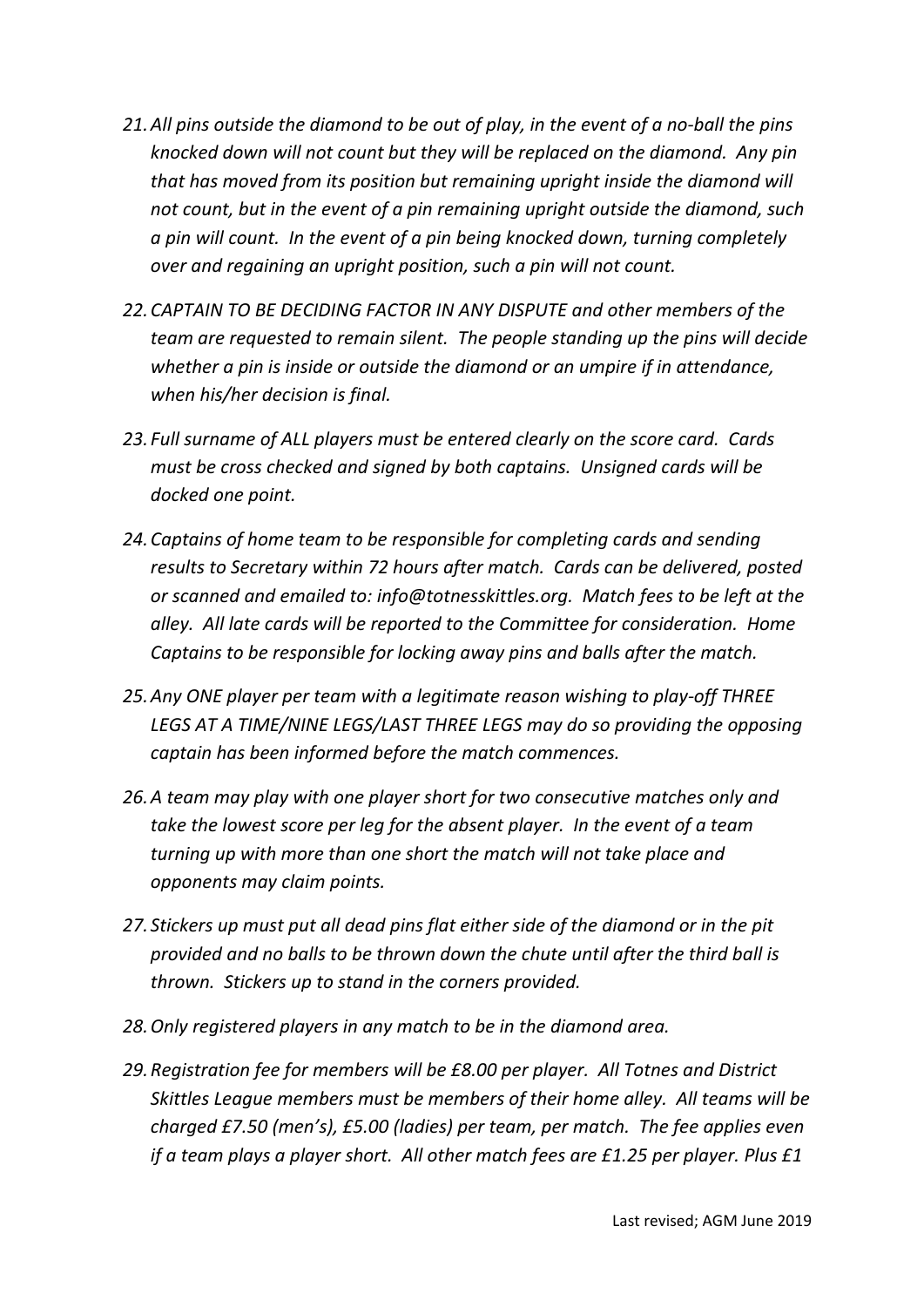21. *All pins outside the diamond to be out of play, in the event of a no-ball the pins knocked down will not count but they will be replaced on the diamond. Any pin that has moved from its position but remaining upright inside the diamond will not count, but in the event of a pin remaining upright outside the diamond, such a pin will count. In the event of a pin being knocked down, turning completely over and regaining an upright position, such a pin will not count.*

22. *CAPTAIN TO BE DECIDING FACTOR IN ANY DISPUTE and other members of the team are requested to remain silent. The people standing up the pins will decide whether a pin is inside or outside the diamond or an umpire if in attendance, when his/her decision is final.*

23. *Full surname of ALL players must be entered clearly on the score card. Cards must be cross checked and signed by both captains. Unsigned cards will be docked one point.*

24. *Captains of home team to be responsible for completing cards and sending results to Secretary within 72 hours after match. Cards can be delivered, posted or scanned and emailed to: info@totnesskittles.org. Match fees to be left at the alley. All late cards will be reported to the Committee for consideration. Home Captains to be responsible for locking away pins and balls after the match.*

25. *Any ONE player per team with a legitimate reason wishing to play-off THREE LEGS AT A TIME/NINE LEGS/LAST THREE LEGS may do so providing the opposing captain has been informed before the match commences.*

26. *A team may play with one player short for two consecutive matches only and take the lowest score per leg for the absent player. In the event of a team turning up with more than one short the match will not take place and opponents may claim points.*

27. *Stickers up must put all dead pins flat either side of the diamond or in the pit provided and no balls to be thrown down the chute until after the third ball is thrown. Stickers up to stand in the corners provided.*

28. *Only registered players in any match to be in the diamond area.*

29. *Registration fee for members will be £8.00 per player. All Totnes and District Skittles League members must be members of their home alley. All teams will be charged £7.50 (men's), £5.00 (ladies) per team, per match. The fee applies even if a team plays a player short. All other match fees are £1.25 per player. Plus £1*

Last revised; AGM June 2019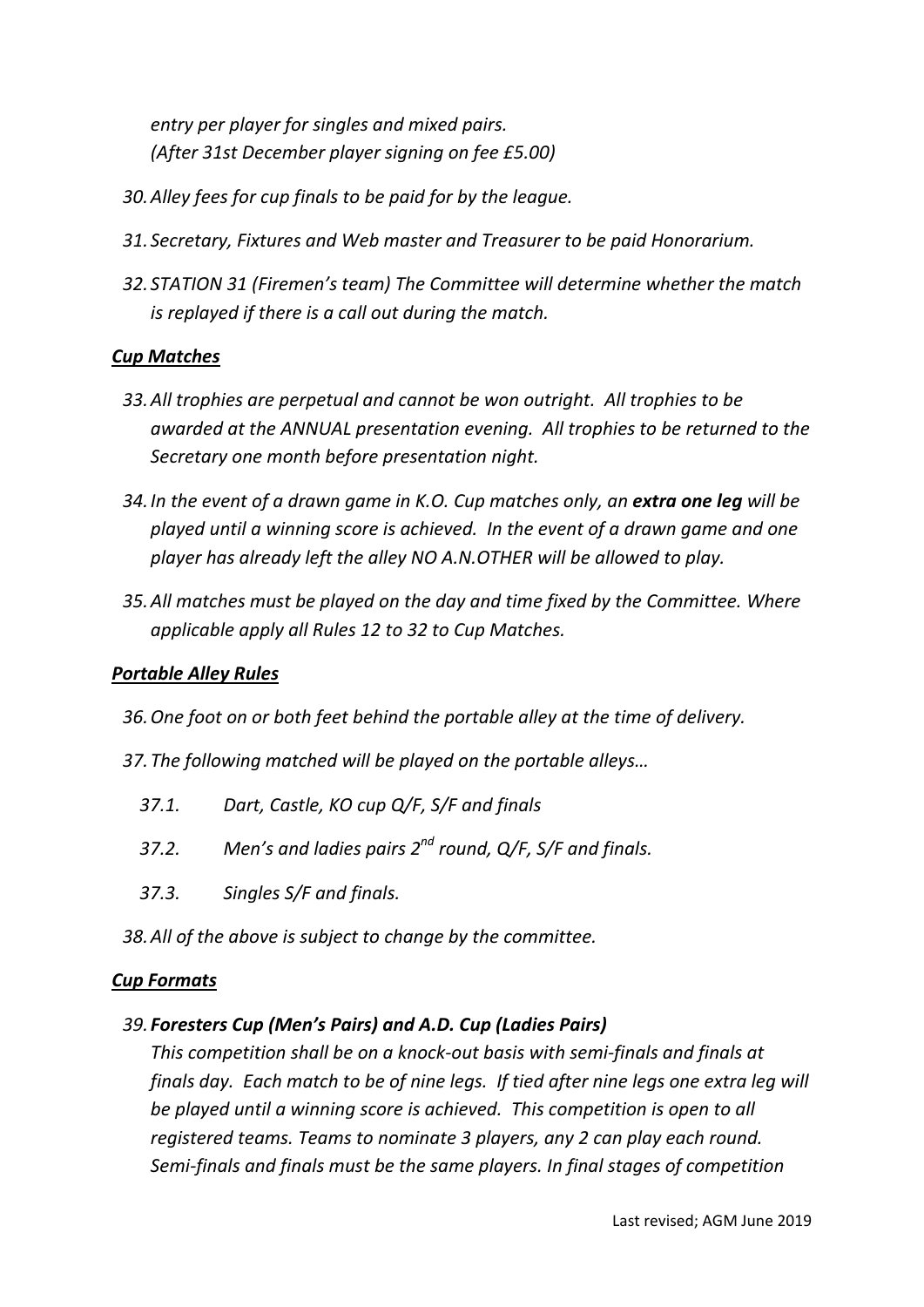*entry per player for singles and mixed pairs.*
*(After 31st December player signing on fee £5.00)*

30. *Alley fees for cup finals to be paid for by the league.*

31. *Secretary, Fixtures and Web master and Treasurer to be paid Honorarium.*

32. *STATION 31 (Firemen's team) The Committee will determine whether the match is replayed if there is a call out during the match.*

## ***Cup Matches***

33. *All trophies are perpetual and cannot be won outright. All trophies to be awarded at the ANNUAL presentation evening. All trophies to be returned to the Secretary one month before presentation night.*

34. *In the event of a drawn game in K.O. Cup matches only, an* ***extra one leg*** *will be played until a winning score is achieved. In the event of a drawn game and one player has already left the alley NO A.N.OTHER will be allowed to play.*

35. *All matches must be played on the day and time fixed by the Committee. Where applicable apply all Rules 12 to 32 to Cup Matches.*

## ***Portable Alley Rules***

36. *One foot on or both feet behind the portable alley at the time of delivery.*

37. *The following matched will be played on the portable alleys…*

    37.1. *Dart, Castle, KO cup Q/F, S/F and finals*

    37.2. *Men's and ladies pairs 2nd round, Q/F, S/F and finals.*

    37.3. *Singles S/F and finals.*

38. *All of the above is subject to change by the committee.*

## ***Cup Formats***

39. ***Foresters Cup (Men's Pairs) and A.D. Cup (Ladies Pairs)***
*This competition shall be on a knock-out basis with semi-finals and finals at finals day. Each match to be of nine legs. If tied after nine legs one extra leg will be played until a winning score is achieved. This competition is open to all registered teams. Teams to nominate 3 players, any 2 can play each round. Semi-finals and finals must be the same players. In final stages of competition*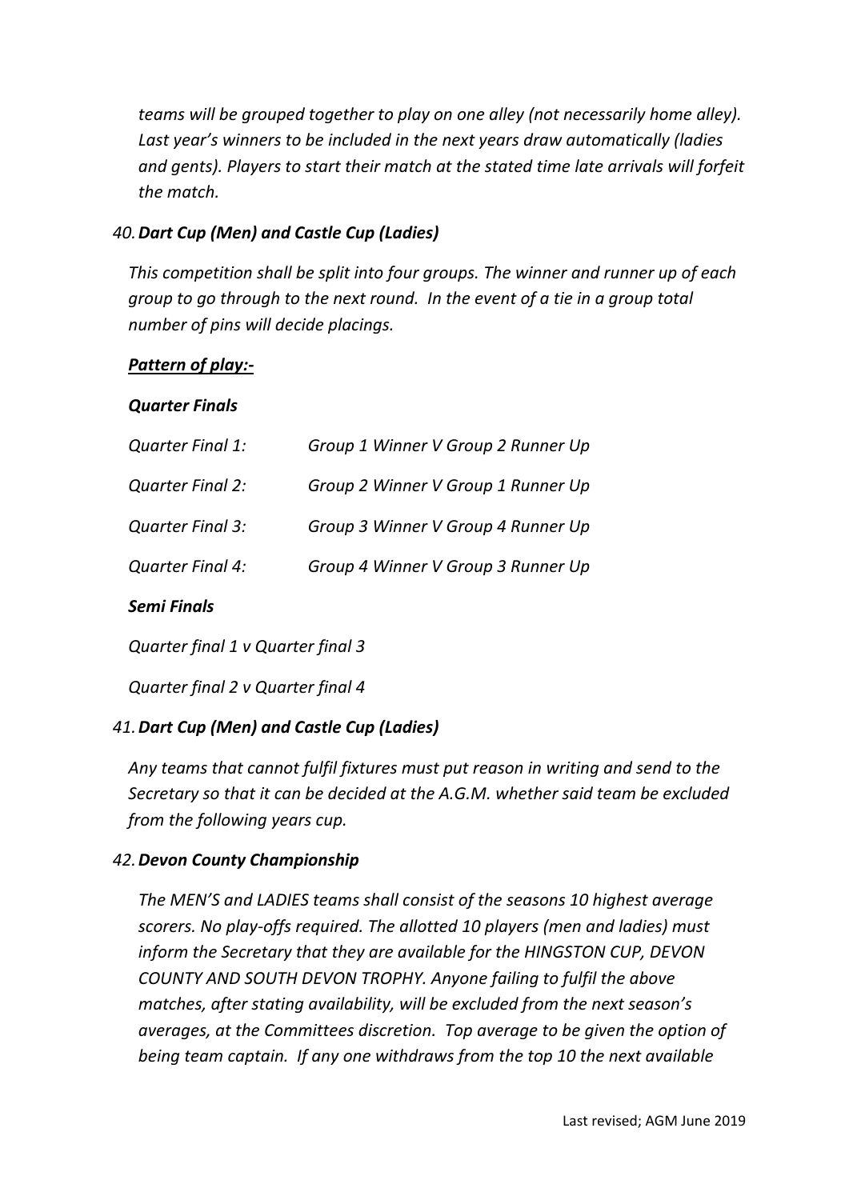*teams will be grouped together to play on one alley (not necessarily home alley). Last year's winners to be included in the next years draw automatically (ladies and gents). Players to start their match at the stated time late arrivals will forfeit the match.*

*40. **Dart Cup (Men) and Castle Cup (Ladies)***

*This competition shall be split into four groups. The winner and runner up of each group to go through to the next round. In the event of a tie in a group total number of pins will decide placings.*

***Pattern of play:-***

***Quarter Finals***

| | |
|---|---|
| *Quarter Final 1:* | *Group 1 Winner V Group 2 Runner Up* |
| *Quarter Final 2:* | *Group 2 Winner V Group 1 Runner Up* |
| *Quarter Final 3:* | *Group 3 Winner V Group 4 Runner Up* |
| *Quarter Final 4:* | *Group 4 Winner V Group 3 Runner Up* |

***Semi Finals***

*Quarter final 1 v Quarter final 3*

*Quarter final 2 v Quarter final 4*

*41. **Dart Cup (Men) and Castle Cup (Ladies)***

*Any teams that cannot fulfil fixtures must put reason in writing and send to the Secretary so that it can be decided at the A.G.M. whether said team be excluded from the following years cup.*

*42. **Devon County Championship***

*The MEN'S and LADIES teams shall consist of the seasons 10 highest average scorers. No play-offs required. The allotted 10 players (men and ladies) must inform the Secretary that they are available for the HINGSTON CUP, DEVON COUNTY AND SOUTH DEVON TROPHY. Anyone failing to fulfil the above matches, after stating availability, will be excluded from the next season's averages, at the Committees discretion. Top average to be given the option of being team captain. If any one withdraws from the top 10 the next available*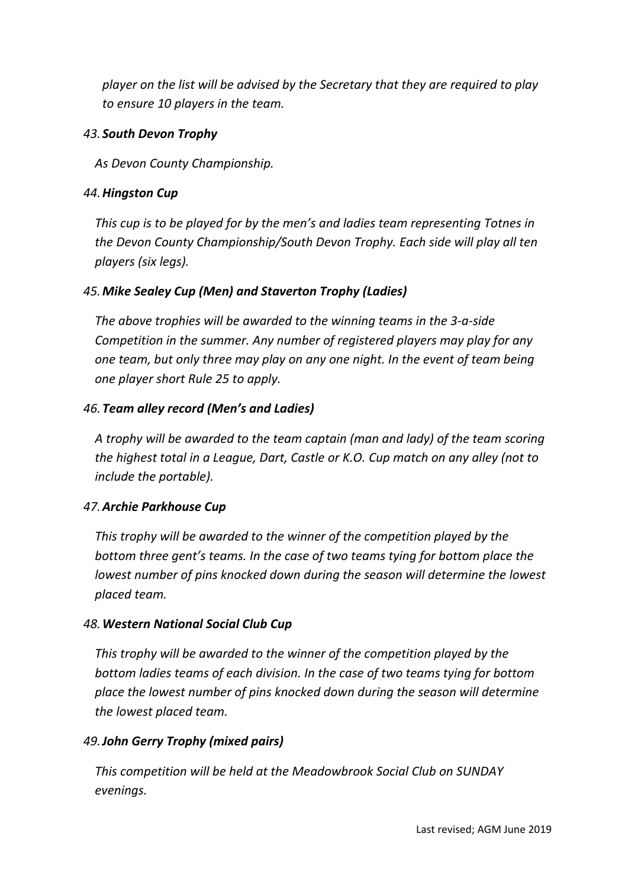*player on the list will be advised by the Secretary that they are required to play to ensure 10 players in the team.*

43. ***South Devon Trophy***

*As Devon County Championship.*

44. ***Hingston Cup***

*This cup is to be played for by the men's and ladies team representing Totnes in the Devon County Championship/South Devon Trophy. Each side will play all ten players (six legs).*

45. ***Mike Sealey Cup (Men) and Staverton Trophy (Ladies)***

*The above trophies will be awarded to the winning teams in the 3-a-side Competition in the summer. Any number of registered players may play for any one team, but only three may play on any one night. In the event of team being one player short Rule 25 to apply.*

46. ***Team alley record (Men's and Ladies)***

*A trophy will be awarded to the team captain (man and lady) of the team scoring the highest total in a League, Dart, Castle or K.O. Cup match on any alley (not to include the portable).*

47. ***Archie Parkhouse Cup***

*This trophy will be awarded to the winner of the competition played by the bottom three gent's teams. In the case of two teams tying for bottom place the lowest number of pins knocked down during the season will determine the lowest placed team.*

48. ***Western National Social Club Cup***

*This trophy will be awarded to the winner of the competition played by the bottom ladies teams of each division. In the case of two teams tying for bottom place the lowest number of pins knocked down during the season will determine the lowest placed team.*

49. ***John Gerry Trophy (mixed pairs)***

*This competition will be held at the Meadowbrook Social Club on SUNDAY evenings.*

Last revised; AGM June 2019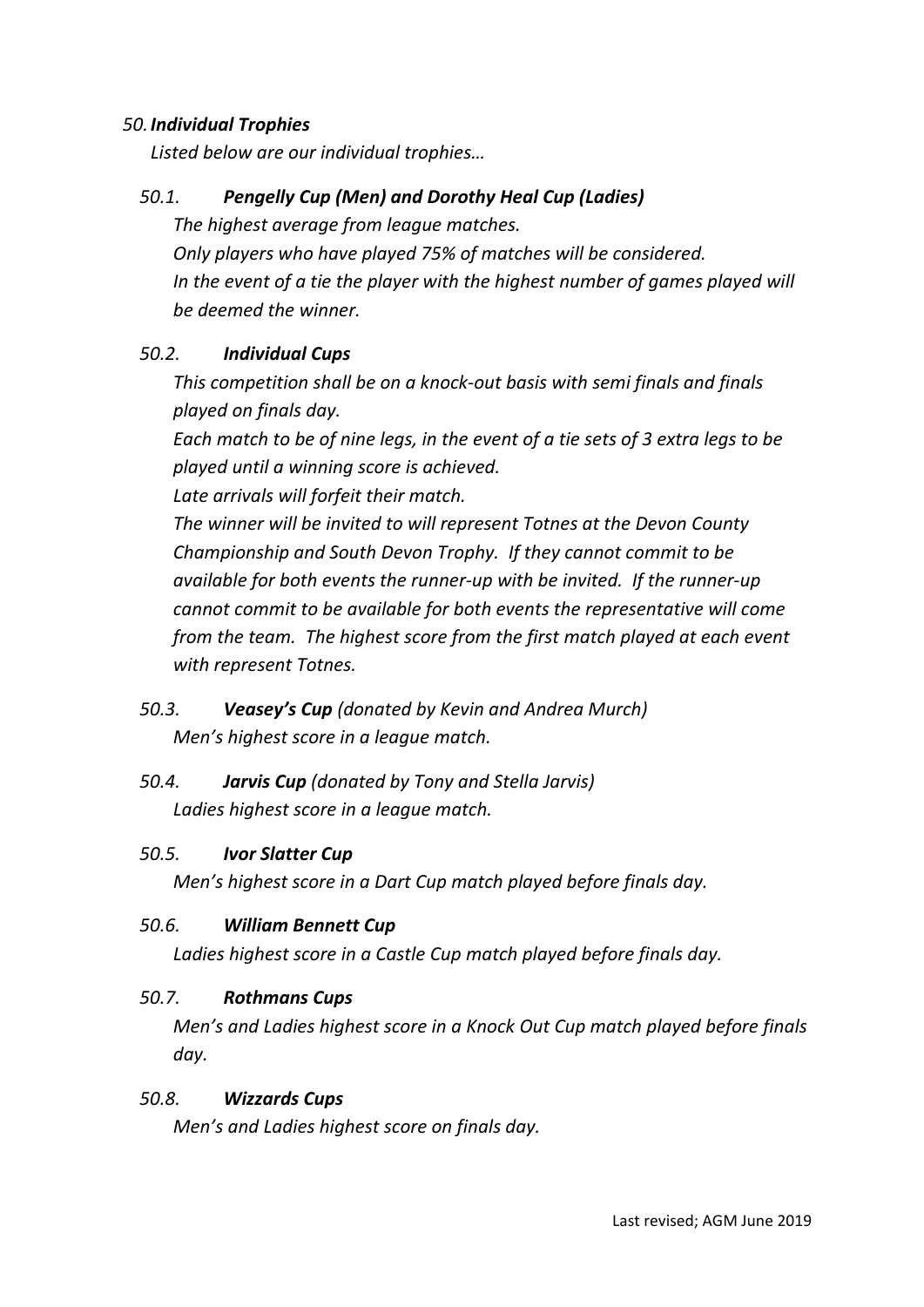## *50. Individual Trophies*

*Listed below are our individual trophies…*

### *50.1. **Pengelly Cup (Men) and Dorothy Heal Cup (Ladies)***

*The highest average from league matches.*
*Only players who have played 75% of matches will be considered.*
*In the event of a tie the player with the highest number of games played will be deemed the winner.*

### *50.2. **Individual Cups***

*This competition shall be on a knock-out basis with semi finals and finals played on finals day.*
*Each match to be of nine legs, in the event of a tie sets of 3 extra legs to be played until a winning score is achieved.*
*Late arrivals will forfeit their match.*
*The winner will be invited to will represent Totnes at the Devon County Championship and South Devon Trophy. If they cannot commit to be available for both events the runner-up with be invited. If the runner-up cannot commit to be available for both events the representative will come from the team. The highest score from the first match played at each event with represent Totnes.*

### *50.3. **Veasey's Cup** (donated by Kevin and Andrea Murch)*

*Men's highest score in a league match.*

### *50.4. **Jarvis Cup** (donated by Tony and Stella Jarvis)*

*Ladies highest score in a league match.*

### *50.5. **Ivor Slatter Cup***

*Men's highest score in a Dart Cup match played before finals day.*

### *50.6. **William Bennett Cup***

*Ladies highest score in a Castle Cup match played before finals day.*

### *50.7. **Rothmans Cups***

*Men's and Ladies highest score in a Knock Out Cup match played before finals day.*

### *50.8. **Wizzards Cups***

*Men's and Ladies highest score on finals day.*

Last revised; AGM June 2019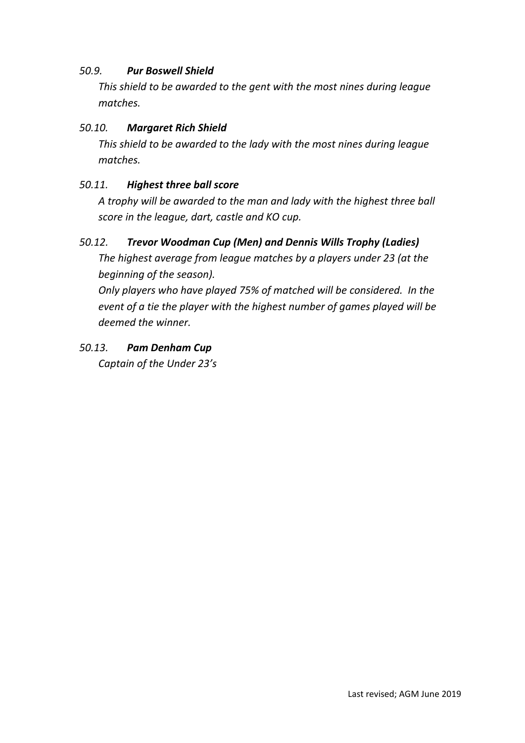*50.9.* ***Pur Boswell Shield***

*This shield to be awarded to the gent with the most nines during league matches.*

*50.10.* ***Margaret Rich Shield***

*This shield to be awarded to the lady with the most nines during league matches.*

*50.11.* ***Highest three ball score***

*A trophy will be awarded to the man and lady with the highest three ball score in the league, dart, castle and KO cup.*

*50.12.* ***Trevor Woodman Cup (Men) and Dennis Wills Trophy (Ladies)***

*The highest average from league matches by a players under 23 (at the beginning of the season).*

*Only players who have played 75% of matched will be considered. In the event of a tie the player with the highest number of games played will be deemed the winner.*

*50.13.* ***Pam Denham Cup***

*Captain of the Under 23's*

Last revised; AGM June 2019